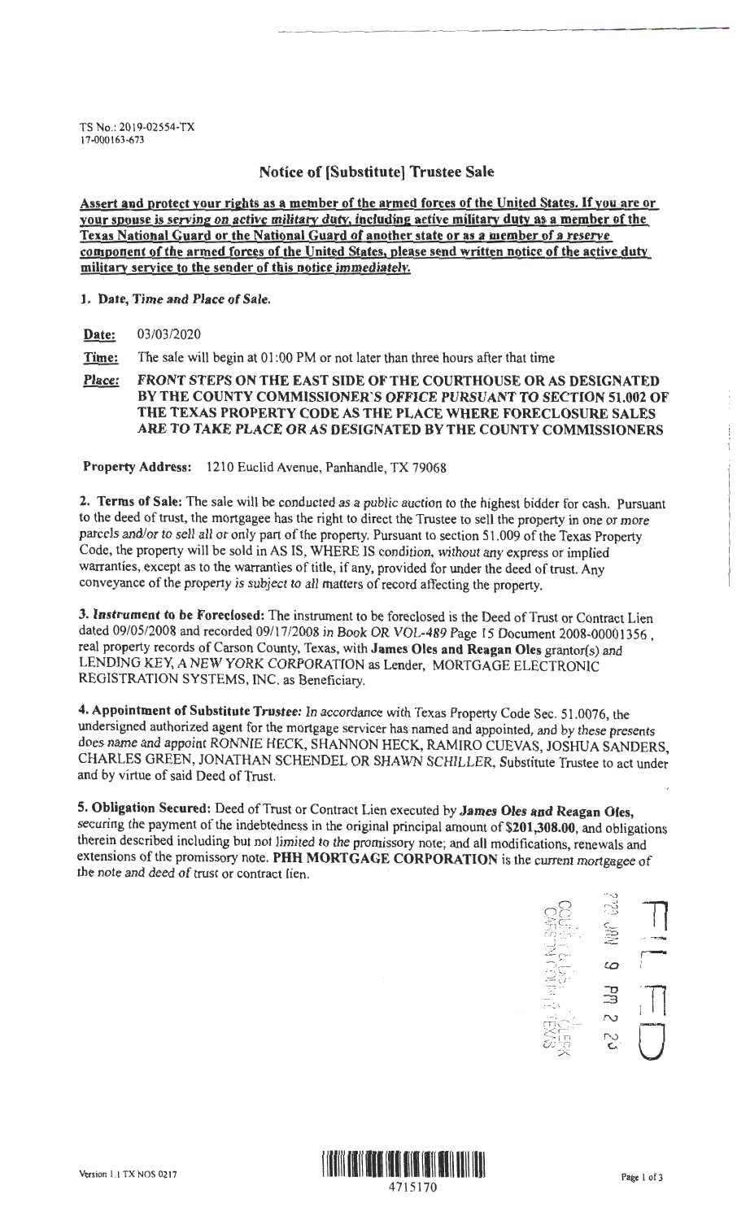TS No.: 2019-02554-TX
17-000163-673

## Notice of [Substitute] Trustee Sale

**Assert and protect your rights as a member of the armed forces of the United States. If you are or your spouse is serving on active military duty, including active military duty as a member of the Texas National Guard or the National Guard of another state or as a member of a reserve component of the armed forces of the United States, please send written notice of the active duty military service to the sender of this notice immediately.**

**1. Date, Time and Place of Sale.**

**Date:** 03/03/2020

**Time:** The sale will begin at 01:00 PM or not later than three hours after that time

**Place:** ***FRONT STEPS ON THE EAST SIDE OF THE COURTHOUSE OR AS DESIGNATED BY THE COUNTY COMMISSIONER'S OFFICE PURSUANT TO SECTION 51.002 OF THE TEXAS PROPERTY CODE AS THE PLACE WHERE FORECLOSURE SALES ARE TO TAKE PLACE OR AS DESIGNATED BY THE COUNTY COMMISSIONERS***

**Property Address:** 1210 Euclid Avenue, Panhandle, TX 79068

**2. Terms of Sale:** The sale will be conducted as a public auction to the highest bidder for cash. Pursuant to the deed of trust, the mortgagee has the right to direct the Trustee to sell the property in one or more parcels and/or to sell all or only part of the property. Pursuant to section 51.009 of the Texas Property Code, the property will be sold in AS IS, WHERE IS condition, without any express or implied warranties, except as to the warranties of title, if any, provided for under the deed of trust. Any conveyance of the property is subject to all matters of record affecting the property.

**3. Instrument to be Foreclosed:** The instrument to be foreclosed is the Deed of Trust or Contract Lien dated 09/05/2008 and recorded 09/17/2008 in Book OR VOL-489 Page 15 Document 2008-00001356, real property records of Carson County, Texas, with **James Oles and Reagan Oles** grantor(s) and LENDING KEY, A NEW YORK CORPORATION as Lender, MORTGAGE ELECTRONIC REGISTRATION SYSTEMS, INC. as Beneficiary.

**4. Appointment of Substitute Trustee:** In accordance with Texas Property Code Sec. 51.0076, the undersigned authorized agent for the mortgage servicer has named and appointed, and by these presents does name and appoint RONNIE HECK, SHANNON HECK, RAMIRO CUEVAS, JOSHUA SANDERS, CHARLES GREEN, JONATHAN SCHENDEL OR SHAWN SCHILLER, Substitute Trustee to act under and by virtue of said Deed of Trust.

**5. Obligation Secured:** Deed of Trust or Contract Lien executed by **James Oles and Reagan Oles,** securing the payment of the indebtedness in the original principal amount of **$201,308.00**, and obligations therein described including but not limited to the promissory note; and all modifications, renewals and extensions of the promissory note. **PHH MORTGAGE CORPORATION** is the current mortgagee of the note and deed of trust or contract lien.

FILED
2020 JAN 9 PM 2 23
COUNTY CLERK
CARSON COUNTY, TEXAS

Version 1.1 TX NOS 0217

4715170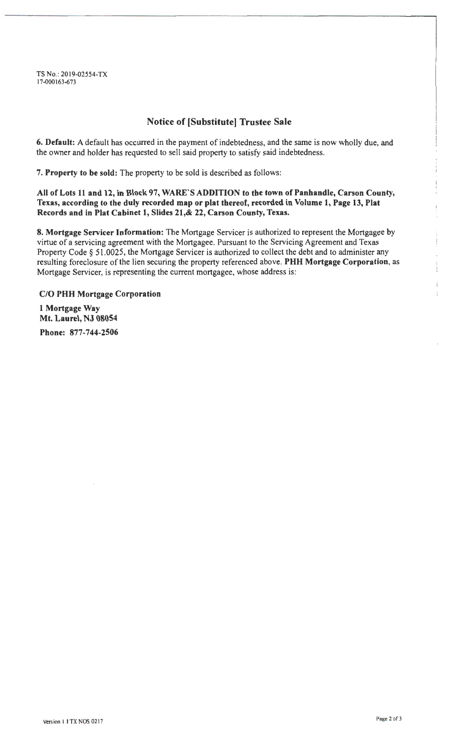TS No.: 2019-02554-TX
17-000163-673

## Notice of [Substitute] Trustee Sale

**6. Default:** A default has occurred in the payment of indebtedness, and the same is now wholly due, and the owner and holder has requested to sell said property to satisfy said indebtedness.

**7. Property to be sold:** The property to be sold is described as follows:

**All of Lots 11 and 12, in Block 97, WARE`S ADDITION to the town of Panhandle, Carson County, Texas, according to the duly recorded map or plat thereof, recorded in Volume 1, Page 13, Plat Records and in Plat Cabinet 1, Slides 21,& 22, Carson County, Texas.**

**8. Mortgage Servicer Information:** The Mortgage Servicer is authorized to represent the Mortgagee by virtue of a servicing agreement with the Mortgagee. Pursuant to the Servicing Agreement and Texas Property Code § 51.0025, the Mortgage Servicer is authorized to collect the debt and to administer any resulting foreclosure of the lien securing the property referenced above. **PHH Mortgage Corporation**, as Mortgage Servicer, is representing the current mortgagee, whose address is:

**C/O PHH Mortgage Corporation**

**1 Mortgage Way**
**Mt. Laurel, NJ 08054**

**Phone: 877-744-2506**

Version 1.1 TX NOS 0217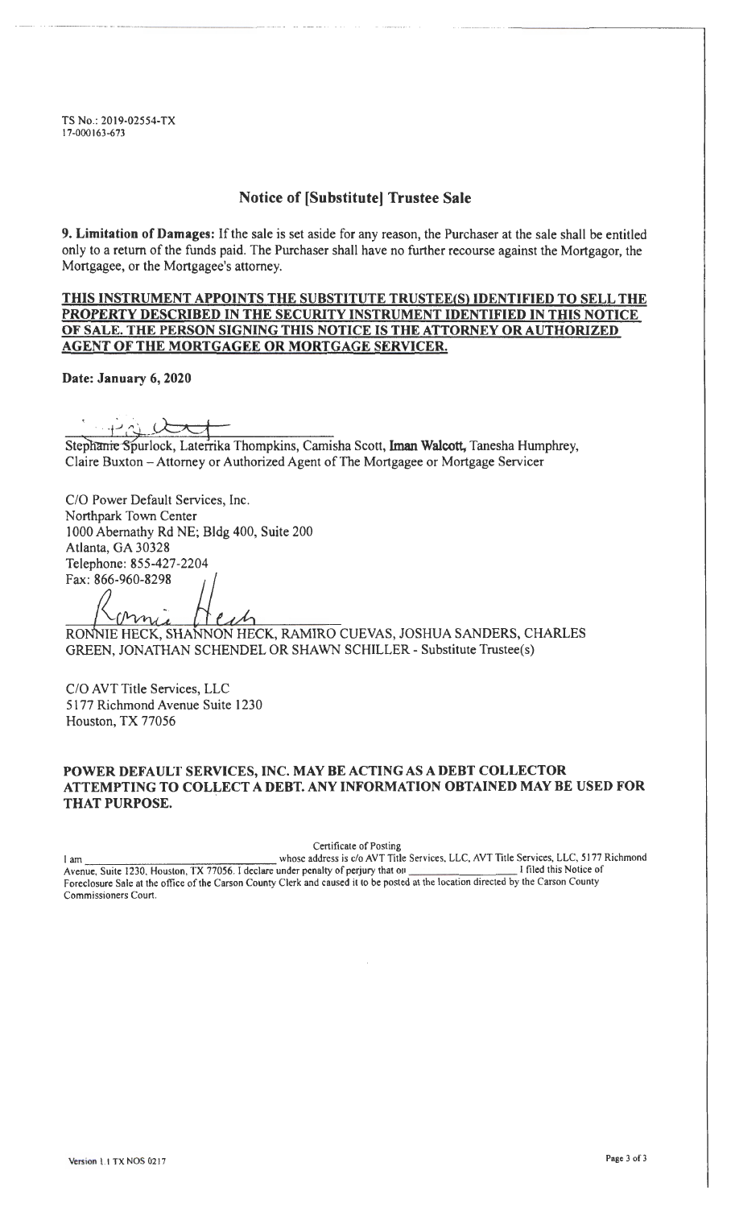TS No.: 2019-02554-TX
17-000163-673

## Notice of [Substitute] Trustee Sale

**9. Limitation of Damages:** If the sale is set aside for any reason, the Purchaser at the sale shall be entitled only to a return of the funds paid. The Purchaser shall have no further recourse against the Mortgagor, the Mortgagee, or the Mortgagee's attorney.

**THIS INSTRUMENT APPOINTS THE SUBSTITUTE TRUSTEE(S) IDENTIFIED TO SELL THE PROPERTY DESCRIBED IN THE SECURITY INSTRUMENT IDENTIFIED IN THIS NOTICE OF SALE. THE PERSON SIGNING THIS NOTICE IS THE ATTORNEY OR AUTHORIZED AGENT OF THE MORTGAGEE OR MORTGAGE SERVICER.**

**Date: January 6, 2020**

\_\_\_\_\_\_\_\_\_\_\_\_\_\_\_\_\_\_\_\_\_\_\_\_\_\_\_\_\_\_\_\_

Stephanie Spurlock, Laterrika Thompkins, Camisha Scott, **Iman Walcott**, Tanesha Humphrey, Claire Buxton – Attorney or Authorized Agent of The Mortgagee or Mortgage Servicer

C/O Power Default Services, Inc.
Northpark Town Center
1000 Abernathy Rd NE; Bldg 400, Suite 200
Atlanta, GA 30328
Telephone: 855-427-2204
Fax: 866-960-8298

\_\_\_\_\_\_\_\_\_\_\_\_\_\_\_\_\_\_\_\_\_\_\_\_\_\_\_\_\_\_\_\_

RONNIE HECK, SHANNON HECK, RAMIRO CUEVAS, JOSHUA SANDERS, CHARLES GREEN, JONATHAN SCHENDEL OR SHAWN SCHILLER - Substitute Trustee(s)

C/O AVT Title Services, LLC
5177 Richmond Avenue Suite 1230
Houston, TX 77056

**POWER DEFAULT SERVICES, INC. MAY BE ACTING AS A DEBT COLLECTOR ATTEMPTING TO COLLECT A DEBT. ANY INFORMATION OBTAINED MAY BE USED FOR THAT PURPOSE.**

Certificate of Posting

I am \_\_\_\_\_\_\_\_\_\_\_\_\_\_\_\_\_\_\_\_\_\_\_\_\_\_\_\_ whose address is c/o AVT Title Services, LLC, AVT Title Services, LLC, 5177 Richmond Avenue, Suite 1230, Houston, TX 77056. I declare under penalty of perjury that on \_\_\_\_\_\_\_\_\_\_\_\_\_\_\_\_\_\_ I filed this Notice of Foreclosure Sale at the office of the Carson County Clerk and caused it to be posted at the location directed by the Carson County Commissioners Court.

Version 1.1 TX NOS 0217